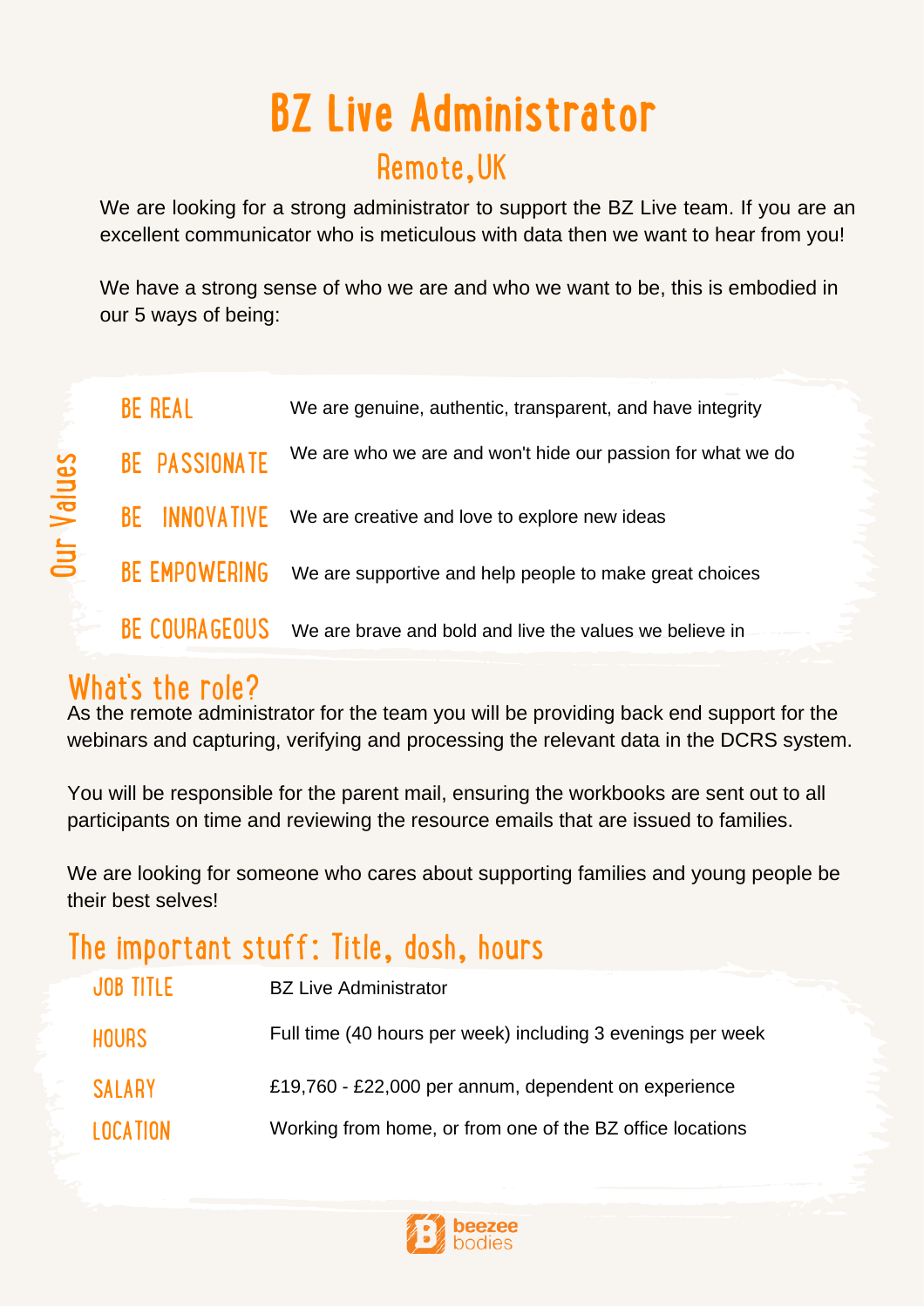# BZ Live Administrator

## Remote, UK

We are looking for a strong administrator to support the BZ Live team. If you are an excellent communicator who is meticulous with data then we want to hear from you!

We have a strong sense of who we are and who we want to be, this is embodied in our 5 ways of being:

**Our Values**

| | |
|---|---|
| BE REAL | We are genuine, authentic, transparent, and have integrity |
| BE PASSIONATE | We are who we are and won't hide our passion for what we do |
| BE INNOVATIVE | We are creative and love to explore new ideas |
| BE EMPOWERING | We are supportive and help people to make great choices |
| BE COURAGEOUS | We are brave and bold and live the values we believe in |

## What's the role?

As the remote administrator for the team you will be providing back end support for the webinars and capturing, verifying and processing the relevant data in the DCRS system.

You will be responsible for the parent mail, ensuring the workbooks are sent out to all participants on time and reviewing the resource emails that are issued to families.

We are looking for someone who cares about supporting families and young people be their best selves!

## The important stuff: Title, dosh, hours

| | |
|---|---|
| JOB TITLE | BZ Live Administrator |
| HOURS | Full time (40 hours per week) including 3 evenings per week |
| SALARY | £19,760 - £22,000 per annum, dependent on experience |
| LOCATION | Working from home, or from one of the BZ office locations |

beezee bodies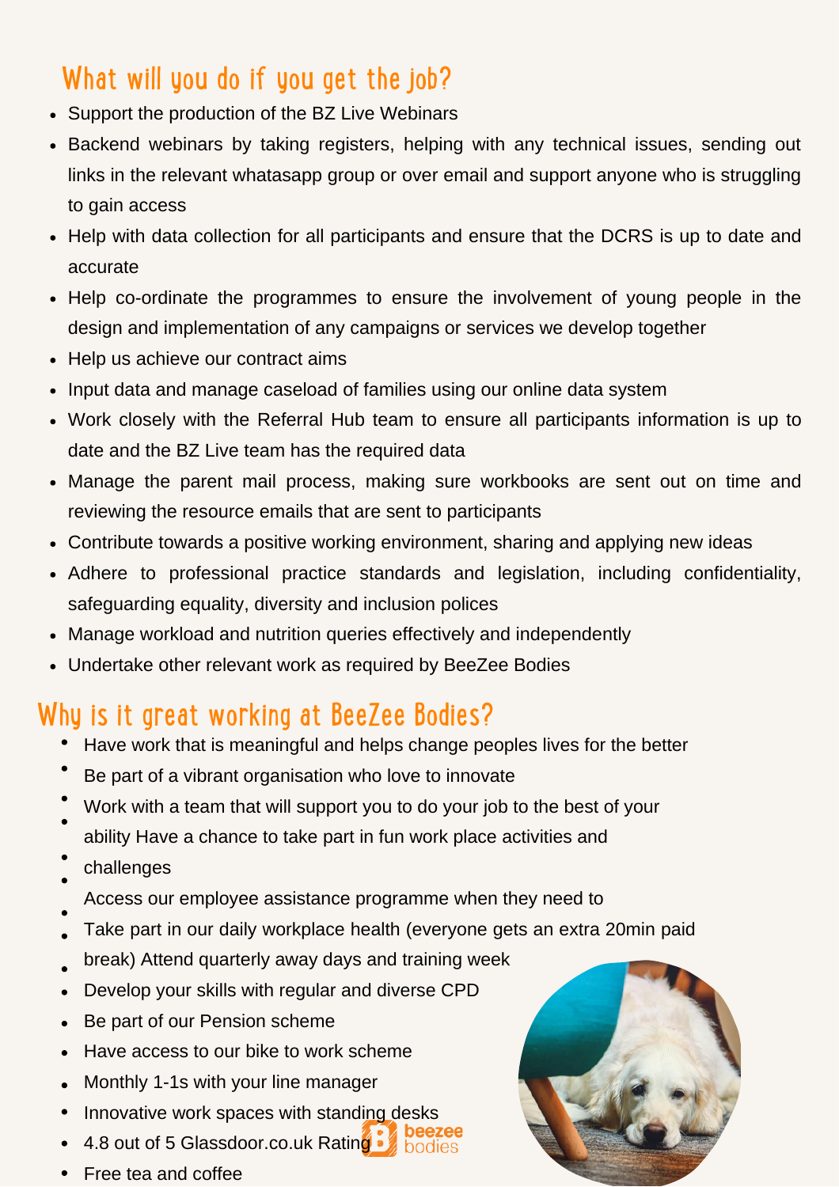## What will you do if you get the job?

- Support the production of the BZ Live Webinars
- Backend webinars by taking registers, helping with any technical issues, sending out links in the relevant whatasapp group or over email and support anyone who is struggling to gain access
- Help with data collection for all participants and ensure that the DCRS is up to date and accurate
- Help co-ordinate the programmes to ensure the involvement of young people in the design and implementation of any campaigns or services we develop together
- Help us achieve our contract aims
- Input data and manage caseload of families using our online data system
- Work closely with the Referral Hub team to ensure all participants information is up to date and the BZ Live team has the required data
- Manage the parent mail process, making sure workbooks are sent out on time and reviewing the resource emails that are sent to participants
- Contribute towards a positive working environment, sharing and applying new ideas
- Adhere to professional practice standards and legislation, including confidentiality, safeguarding equality, diversity and inclusion polices
- Manage workload and nutrition queries effectively and independently
- Undertake other relevant work as required by BeeZee Bodies

## Why is it great working at BeeZee Bodies?

- Have work that is meaningful and helps change peoples lives for the better
- Be part of a vibrant organisation who love to innovate
- Work with a team that will support you to do your job to the best of your ability
- Have a chance to take part in fun work place activities and challenges
- Access our employee assistance programme when they need to
- Take part in our daily workplace health (everyone gets an extra 20min paid break)
- Attend quarterly away days and training week
- Develop your skills with regular and diverse CPD
- Be part of our Pension scheme
- Have access to our bike to work scheme
- Monthly 1-1s with your line manager
- Innovative work spaces with standing desks
- 4.8 out of 5 Glassdoor.co.uk Rating
- Free tea and coffee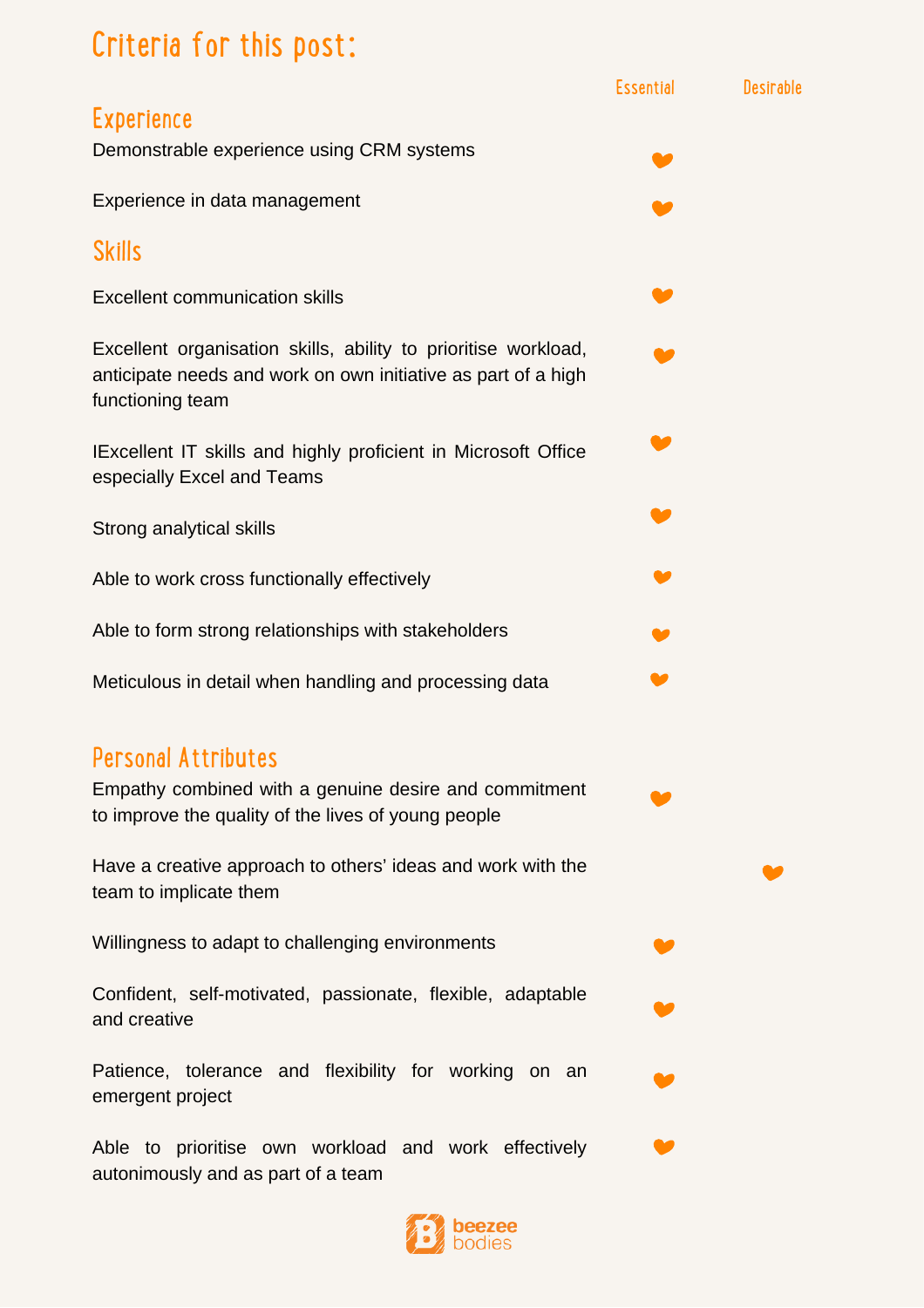# Criteria for this post:

| | Essential | Desirable |
|---|---|---|
| **Experience** | | |
| Demonstrable experience using CRM systems | ❤ | |
| Experience in data management | ❤ | |
| **Skills** | | |
| Excellent communication skills | ❤ | |
| Excellent organisation skills, ability to prioritise workload, anticipate needs and work on own initiative as part of a high functioning team | ❤ | |
| IExcellent IT skills and highly proficient in Microsoft Office especially Excel and Teams | ❤ | |
| Strong analytical skills | ❤ | |
| Able to work cross functionally effectively | ❤ | |
| Able to form strong relationships with stakeholders | ❤ | |
| Meticulous in detail when handling and processing data | ❤ | |
| **Personal Attributes** | | |
| Empathy combined with a genuine desire and commitment to improve the quality of the lives of young people | ❤ | |
| Have a creative approach to others' ideas and work with the team to implicate them | | ❤ |
| Willingness to adapt to challenging environments | ❤ | |
| Confident, self-motivated, passionate, flexible, adaptable and creative | ❤ | |
| Patience, tolerance and flexibility for working on an emergent project | ❤ | |
| Able to prioritise own workload and work effectively autonimously and as part of a team | ❤ | |

beezee bodies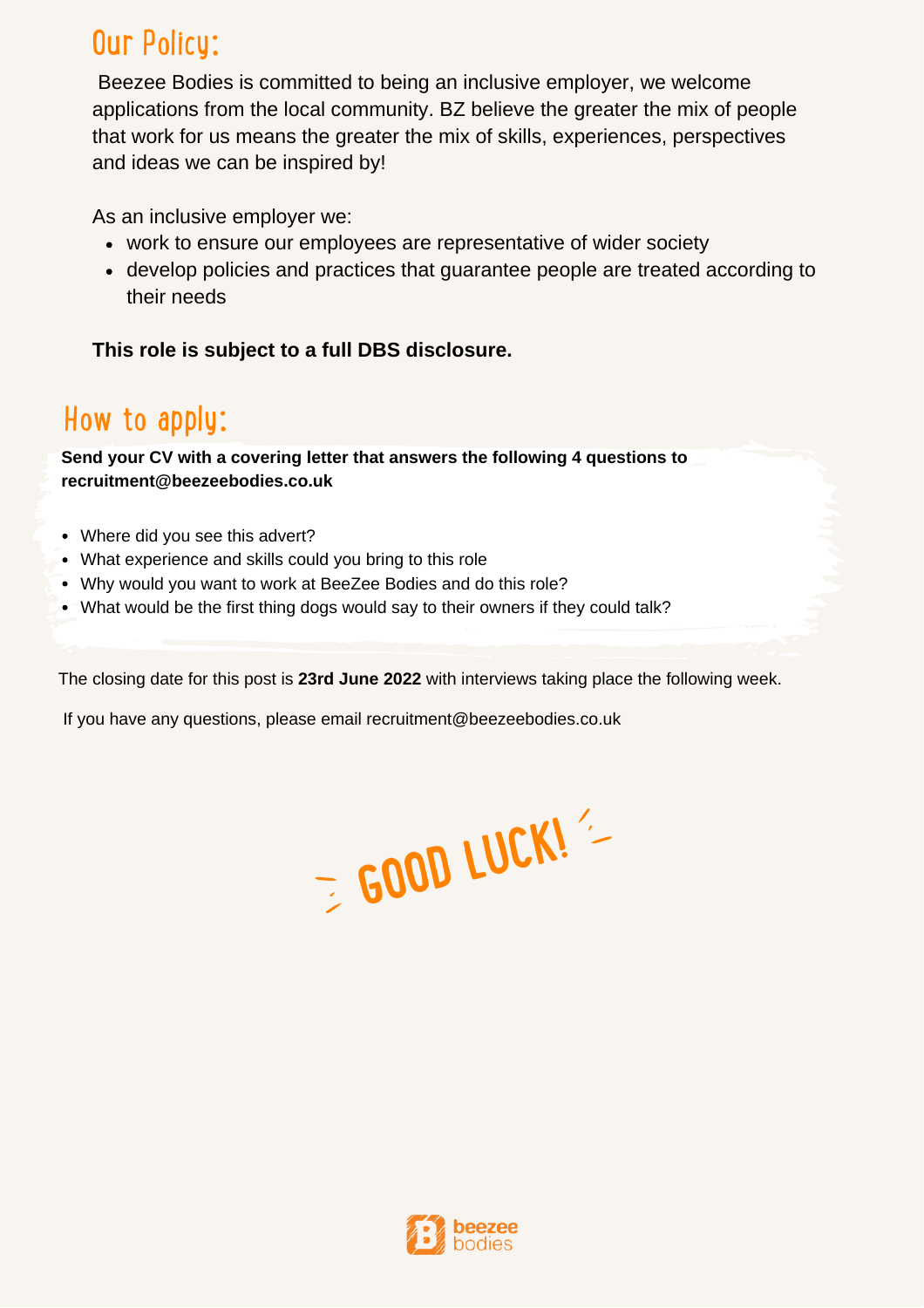## Our Policy:

Beezee Bodies is committed to being an inclusive employer, we welcome applications from the local community. BZ believe the greater the mix of people that work for us means the greater the mix of skills, experiences, perspectives and ideas we can be inspired by!

As an inclusive employer we:

- work to ensure our employees are representative of wider society
- develop policies and practices that guarantee people are treated according to their needs

**This role is subject to a full DBS disclosure.**

## How to apply:

**Send your CV with a covering letter that answers the following 4 questions to recruitment@beezeebodies.co.uk**

- Where did you see this advert?
- What experience and skills could you bring to this role
- Why would you want to work at BeeZee Bodies and do this role?
- What would be the first thing dogs would say to their owners if they could talk?

The closing date for this post is **23rd June 2022** with interviews taking place the following week.

If you have any questions, please email recruitment@beezeebodies.co.uk

GOOD LUCK!

beezee bodies